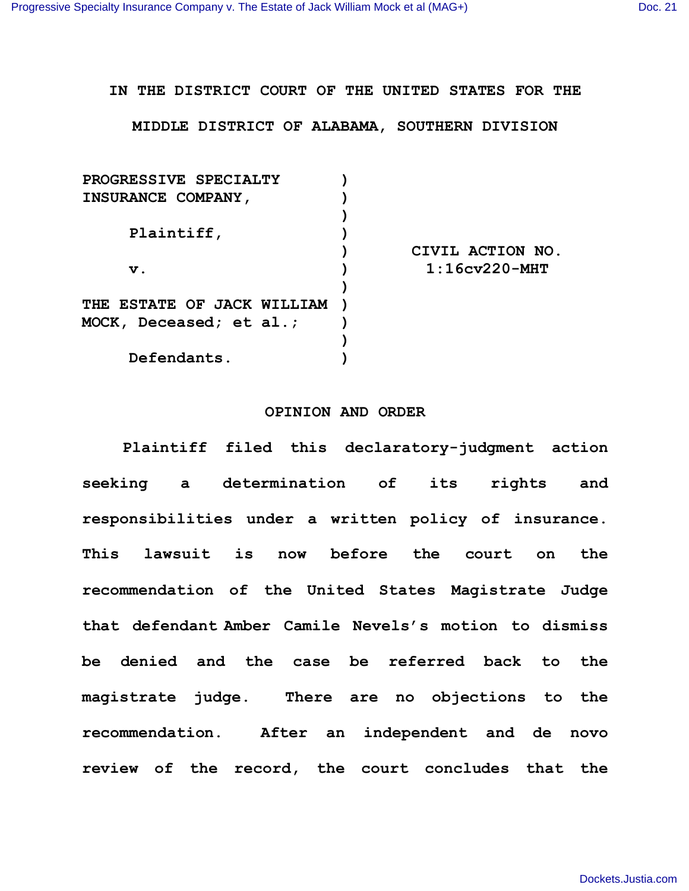IN THE DISTRICT COURT OF THE UNITED STATES FOR THE

MIDDLE DISTRICT OF ALABAMA, SOUTHERN DIVISION

| | | |
|---|---|---|
| PROGRESSIVE SPECIALTY INSURANCE COMPANY, | ) | |
| Plaintiff, | ) | CIVIL ACTION NO. |
| v. | ) | 1:16cv220-MHT |
| THE ESTATE OF JACK WILLIAM MOCK, Deceased; et al.; | ) | |
| Defendants. | ) | |

## OPINION AND ORDER

Plaintiff filed this declaratory-judgment action seeking a determination of its rights and responsibilities under a written policy of insurance. This lawsuit is now before the court on the recommendation of the United States Magistrate Judge that defendant Amber Camile Nevels's motion to dismiss be denied and the case be referred back to the magistrate judge. There are no objections to the recommendation. After an independent and de novo review of the record, the court concludes that the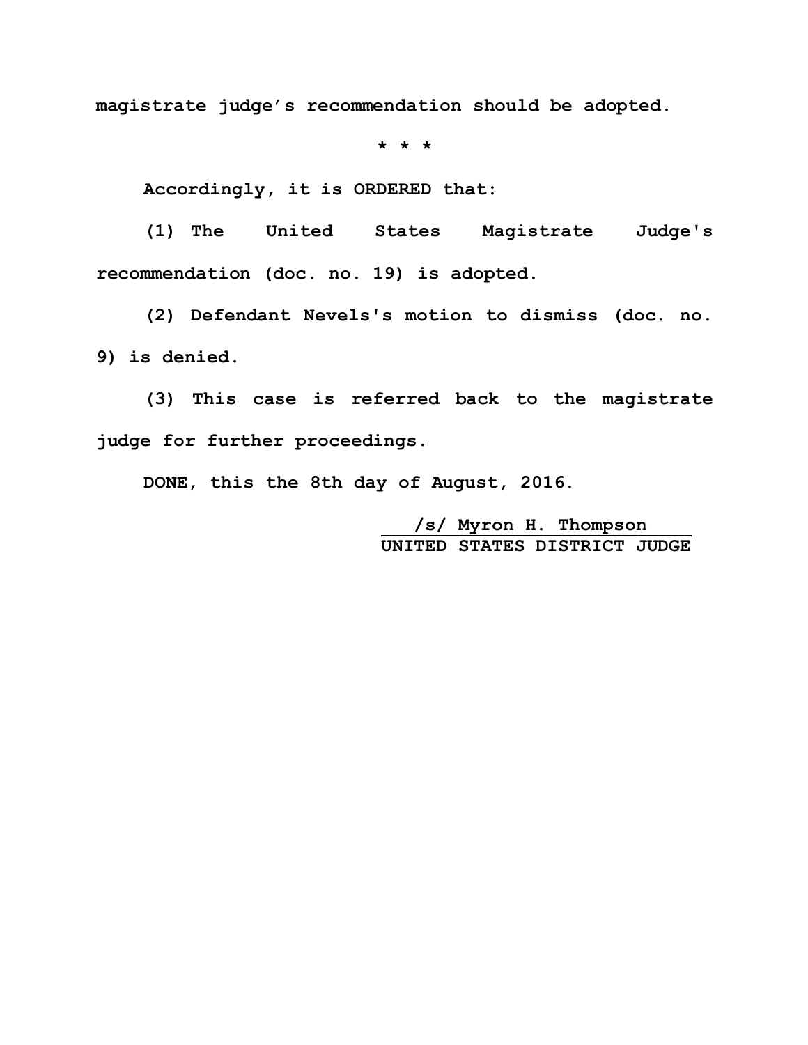magistrate judge's recommendation should be adopted.

\* \* \*

Accordingly, it is ORDERED that:

(1) The United States Magistrate Judge's recommendation (doc. no. 19) is adopted.

(2) Defendant Nevels's motion to dismiss (doc. no. 9) is denied.

(3) This case is referred back to the magistrate judge for further proceedings.

DONE, this the 8th day of August, 2016.

/s/ Myron H. Thompson
UNITED STATES DISTRICT JUDGE